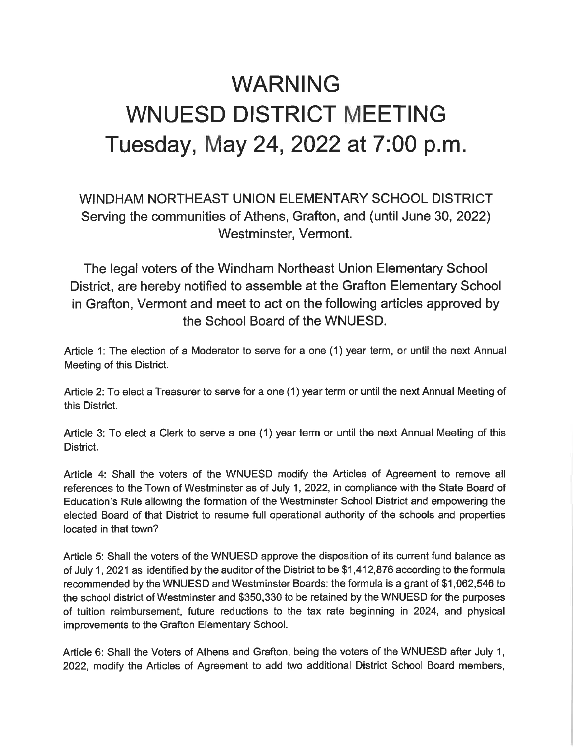# WARNING
# WNUESD DISTRICT MEETING
# Tuesday, May 24, 2022 at 7:00 p.m.

## WINDHAM NORTHEAST UNION ELEMENTARY SCHOOL DISTRICT Serving the communities of Athens, Grafton, and (until June 30, 2022) Westminster, Vermont.

The legal voters of the Windham Northeast Union Elementary School District, are hereby notified to assemble at the Grafton Elementary School in Grafton, Vermont and meet to act on the following articles approved by the School Board of the WNUESD.

Article 1: The election of a Moderator to serve for a one (1) year term, or until the next Annual Meeting of this District.

Article 2: To elect a Treasurer to serve for a one (1) year term or until the next Annual Meeting of this District.

Article 3: To elect a Clerk to serve a one (1) year term or until the next Annual Meeting of this District.

Article 4: Shall the voters of the WNUESD modify the Articles of Agreement to remove all references to the Town of Westminster as of July 1, 2022, in compliance with the State Board of Education's Rule allowing the formation of the Westminster School District and empowering the elected Board of that District to resume full operational authority of the schools and properties located in that town?

Article 5: Shall the voters of the WNUESD approve the disposition of its current fund balance as of July 1, 2021 as identified by the auditor of the District to be $1,412,876 according to the formula recommended by the WNUESD and Westminster Boards: the formula is a grant of $1,062,546 to the school district of Westminster and $350,330 to be retained by the WNUESD for the purposes of tuition reimbursement, future reductions to the tax rate beginning in 2024, and physical improvements to the Grafton Elementary School.

Article 6: Shall the Voters of Athens and Grafton, being the voters of the WNUESD after July 1, 2022, modify the Articles of Agreement to add two additional District School Board members,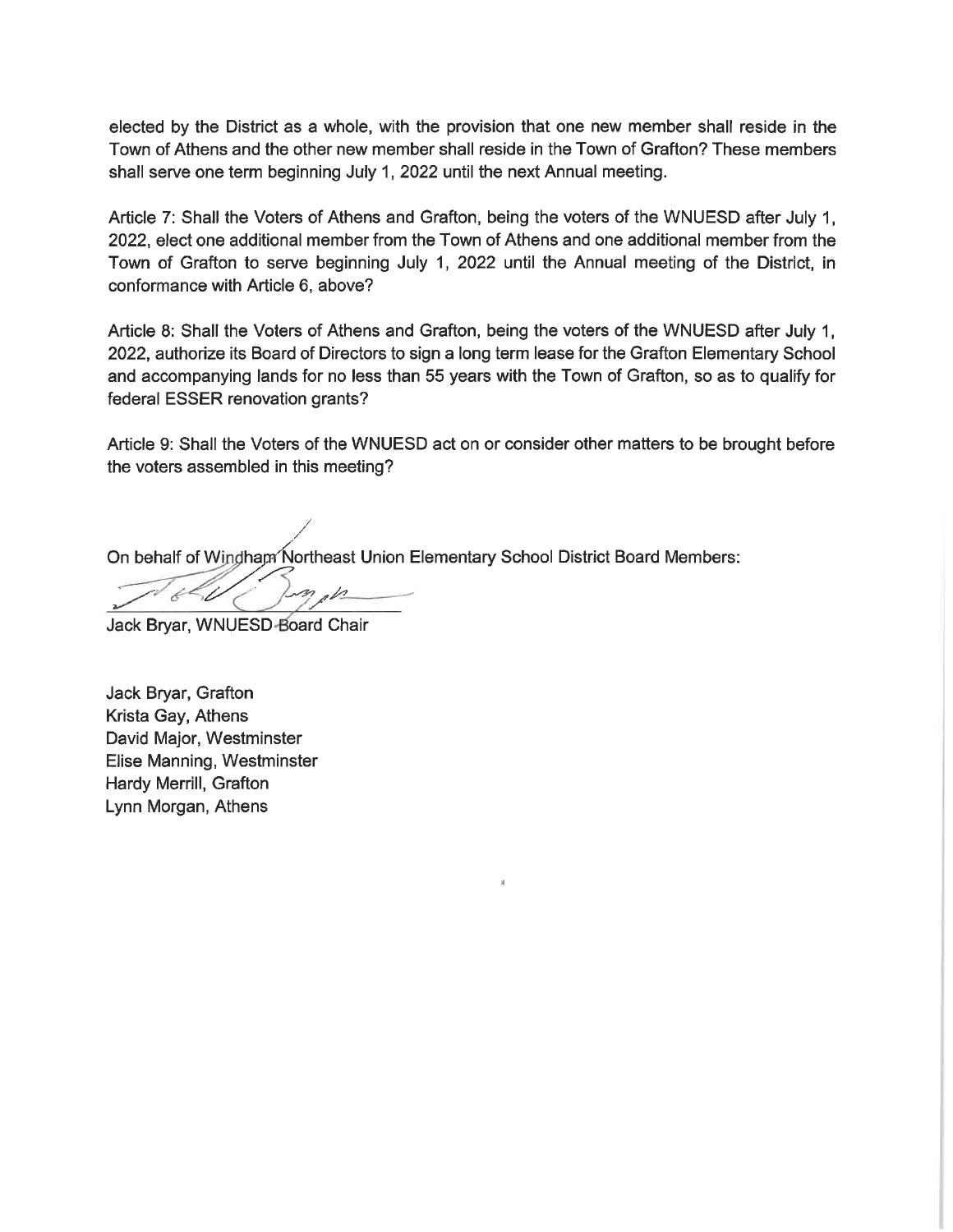elected by the District as a whole, with the provision that one new member shall reside in the Town of Athens and the other new member shall reside in the Town of Grafton? These members shall serve one term beginning July 1, 2022 until the next Annual meeting.

Article 7: Shall the Voters of Athens and Grafton, being the voters of the WNUESD after July 1, 2022, elect one additional member from the Town of Athens and one additional member from the Town of Grafton to serve beginning July 1, 2022 until the Annual meeting of the District, in conformance with Article 6, above?

Article 8: Shall the Voters of Athens and Grafton, being the voters of the WNUESD after July 1, 2022, authorize its Board of Directors to sign a long term lease for the Grafton Elementary School and accompanying lands for no less than 55 years with the Town of Grafton, so as to qualify for federal ESSER renovation grants?

Article 9: Shall the Voters of the WNUESD act on or consider other matters to be brought before the voters assembled in this meeting?

On behalf of Windham Northeast Union Elementary School District Board Members:

Jack Bryar, WNUESD Board Chair

Jack Bryar, Grafton
Krista Gay, Athens
David Major, Westminster
Elise Manning, Westminster
Hardy Merrill, Grafton
Lynn Morgan, Athens